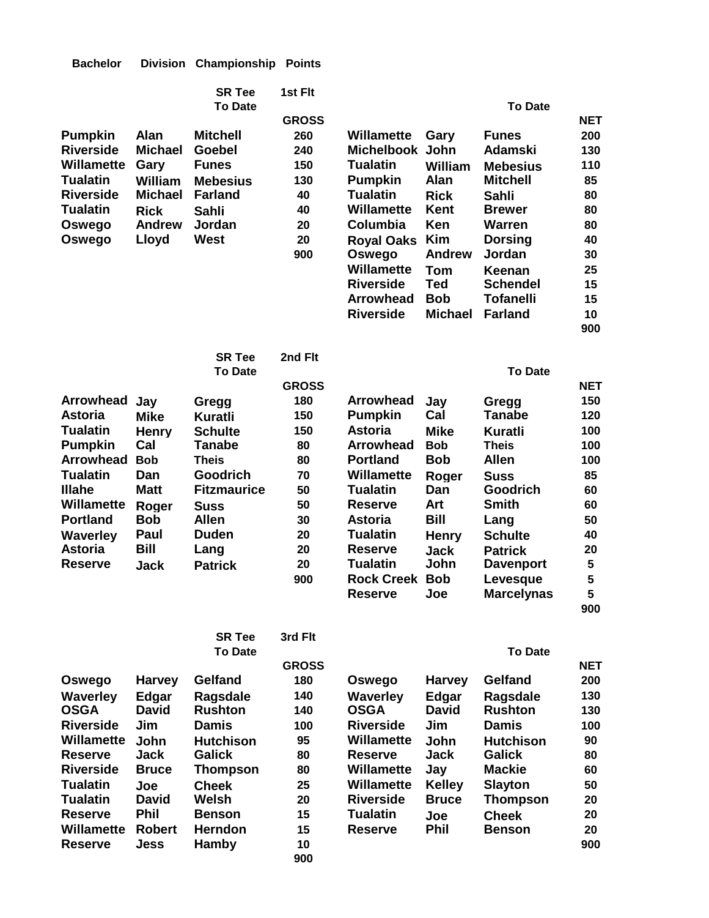# Bachelor Division Championship Points

## SR Tee 1st Flt

**To Date GROSS**

| Club | First | Last | GROSS |
|---|---|---|---|
| Pumpkin | Alan | Mitchell | 260 |
| Riverside | Michael | Goebel | 240 |
| Willamette | Gary | Funes | 150 |
| Tualatin | William | Mebesius | 130 |
| Riverside | Michael | Farland | 40 |
| Tualatin | Rick | Sahli | 40 |
| Oswego | Andrew | Jordan | 20 |
| Oswego | Lloyd | West | 20 |
| | | | 900 |

**To Date NET**

| Club | First | Last | NET |
|---|---|---|---|
| Willamette | Gary | Funes | 200 |
| Michelbook | John | Adamski | 130 |
| Tualatin | William | Mebesius | 110 |
| Pumpkin | Alan | Mitchell | 85 |
| Tualatin | Rick | Sahli | 80 |
| Willamette | Kent | Brewer | 80 |
| Columbia | Ken | Warren | 80 |
| Royal Oaks | Kim | Dorsing | 40 |
| Oswego | Andrew | Jordan | 30 |
| Willamette | Tom | Keenan | 25 |
| Riverside | Ted | Schendel | 15 |
| Arrowhead | Bob | Tofanelli | 15 |
| Riverside | Michael | Farland | 10 |
| | | | 900 |

## SR Tee 2nd Flt

**To Date GROSS**

| Club | First | Last | GROSS |
|---|---|---|---|
| Arrowhead | Jay | Gregg | 180 |
| Astoria | Mike | Kuratli | 150 |
| Tualatin | Henry | Schulte | 150 |
| Pumpkin | Cal | Tanabe | 80 |
| Arrowhead | Bob | Theis | 80 |
| Tualatin | Dan | Goodrich | 70 |
| Illahe | Matt | Fitzmaurice | 50 |
| Willamette | Roger | Suss | 50 |
| Portland | Bob | Allen | 30 |
| Waverley | Paul | Duden | 20 |
| Astoria | Bill | Lang | 20 |
| Reserve | Jack | Patrick | 20 |
| | | | 900 |

**To Date NET**

| Club | First | Last | NET |
|---|---|---|---|
| Arrowhead | Jay | Gregg | 150 |
| Pumpkin | Cal | Tanabe | 120 |
| Astoria | Mike | Kuratli | 100 |
| Arrowhead | Bob | Theis | 100 |
| Portland | Bob | Allen | 100 |
| Willamette | Roger | Suss | 85 |
| Tualatin | Dan | Goodrich | 60 |
| Reserve | Art | Smith | 60 |
| Astoria | Bill | Lang | 50 |
| Tualatin | Henry | Schulte | 40 |
| Reserve | Jack | Patrick | 20 |
| Tualatin | John | Davenport | 5 |
| Rock Creek | Bob | Levesque | 5 |
| Reserve | Joe | Marcelynas | 5 |
| | | | 900 |

## SR Tee 3rd Flt

**To Date GROSS**

| Club | First | Last | GROSS |
|---|---|---|---|
| Oswego | Harvey | Gelfand | 180 |
| Waverley | Edgar | Ragsdale | 140 |
| OSGA | David | Rushton | 140 |
| Riverside | Jim | Damis | 100 |
| Willamette | John | Hutchison | 95 |
| Reserve | Jack | Galick | 80 |
| Riverside | Bruce | Thompson | 80 |
| Tualatin | Joe | Cheek | 25 |
| Tualatin | David | Welsh | 20 |
| Reserve | Phil | Benson | 15 |
| Willamette | Robert | Herndon | 15 |
| Reserve | Jess | Hamby | 10 |
| | | | 900 |

**To Date NET**

| Club | First | Last | NET |
|---|---|---|---|
| Oswego | Harvey | Gelfand | 200 |
| Waverley | Edgar | Ragsdale | 130 |
| OSGA | David | Rushton | 130 |
| Riverside | Jim | Damis | 100 |
| Willamette | John | Hutchison | 90 |
| Reserve | Jack | Galick | 80 |
| Willamette | Jay | Mackie | 60 |
| Willamette | Kelley | Slayton | 50 |
| Riverside | Bruce | Thompson | 20 |
| Tualatin | Joe | Cheek | 20 |
| Reserve | Phil | Benson | 20 |
| | | | 900 |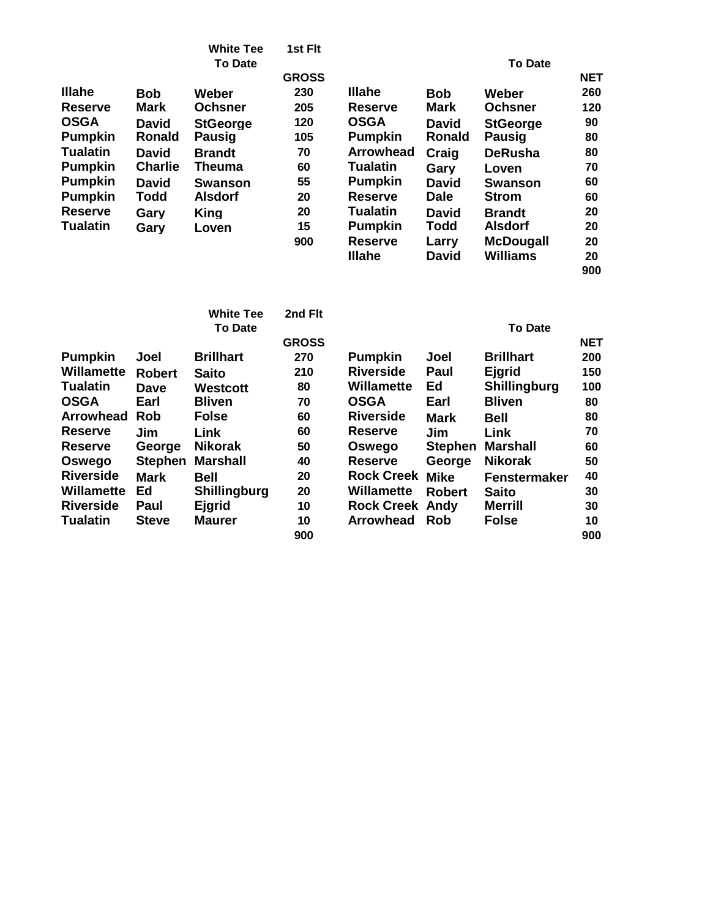| | | White Tee To Date | 1st Flt GROSS | | | To Date | NET |
|---|---|---|---|---|---|---|---|
| **Illahe** | **Bob** | **Weber** | **230** | **Illahe** | **Bob** | **Weber** | **260** |
| **Reserve** | **Mark** | **Ochsner** | **205** | **Reserve** | **Mark** | **Ochsner** | **120** |
| **OSGA** | **David** | **StGeorge** | **120** | **OSGA** | **David** | **StGeorge** | **90** |
| **Pumpkin** | **Ronald** | **Pausig** | **105** | **Pumpkin** | **Ronald** | **Pausig** | **80** |
| **Tualatin** | **David** | **Brandt** | **70** | **Arrowhead** | **Craig** | **DeRusha** | **80** |
| **Pumpkin** | **Charlie** | **Theuma** | **60** | **Tualatin** | **Gary** | **Loven** | **70** |
| **Pumpkin** | **David** | **Swanson** | **55** | **Pumpkin** | **David** | **Swanson** | **60** |
| **Pumpkin** | **Todd** | **Alsdorf** | **20** | **Reserve** | **Dale** | **Strom** | **60** |
| **Reserve** | **Gary** | **King** | **20** | **Tualatin** | **David** | **Brandt** | **20** |
| **Tualatin** | **Gary** | **Loven** | **15** | **Pumpkin** | **Todd** | **Alsdorf** | **20** |
| | | | **900** | **Reserve** | **Larry** | **McDougall** | **20** |
| | | | | **Illahe** | **David** | **Williams** | **20** |
| | | | | | | | **900** |

| | | White Tee To Date | 2nd Flt GROSS | | | To Date | NET |
|---|---|---|---|---|---|---|---|
| **Pumpkin** | **Joel** | **Brillhart** | **270** | **Pumpkin** | **Joel** | **Brillhart** | **200** |
| **Willamette** | **Robert** | **Saito** | **210** | **Riverside** | **Paul** | **Ejgrid** | **150** |
| **Tualatin** | **Dave** | **Westcott** | **80** | **Willamette** | **Ed** | **Shillingburg** | **100** |
| **OSGA** | **Earl** | **Bliven** | **70** | **OSGA** | **Earl** | **Bliven** | **80** |
| **Arrowhead** | **Rob** | **Folse** | **60** | **Riverside** | **Mark** | **Bell** | **80** |
| **Reserve** | **Jim** | **Link** | **60** | **Reserve** | **Jim** | **Link** | **70** |
| **Reserve** | **George** | **Nikorak** | **50** | **Oswego** | **Stephen** | **Marshall** | **60** |
| **Oswego** | **Stephen** | **Marshall** | **40** | **Reserve** | **George** | **Nikorak** | **50** |
| **Riverside** | **Mark** | **Bell** | **20** | **Rock Creek** | **Mike** | **Fenstermaker** | **40** |
| **Willamette** | **Ed** | **Shillingburg** | **20** | **Willamette** | **Robert** | **Saito** | **30** |
| **Riverside** | **Paul** | **Ejgrid** | **10** | **Rock Creek** | **Andy** | **Merrill** | **30** |
| **Tualatin** | **Steve** | **Maurer** | **10** | **Arrowhead** | **Rob** | **Folse** | **10** |
| | | | **900** | | | | **900** |